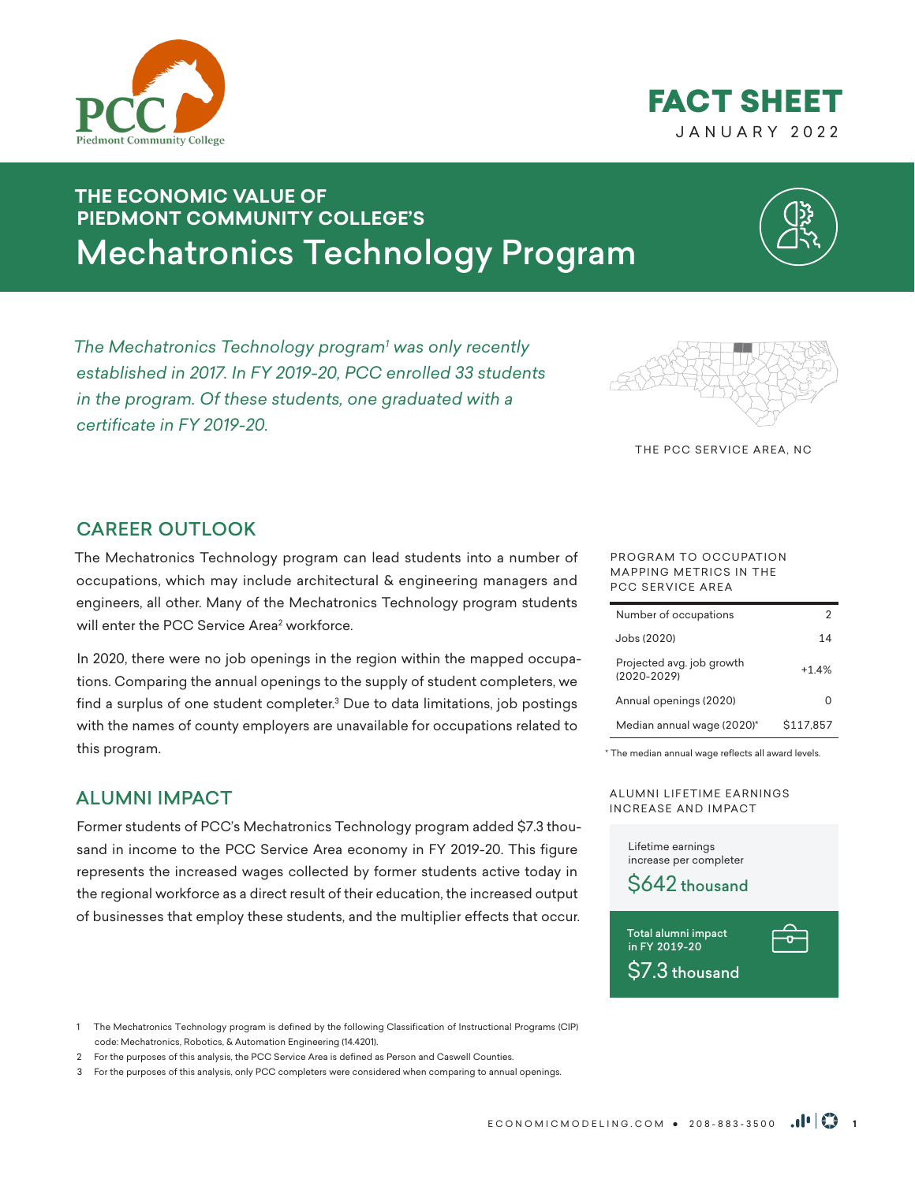# FACT SHEET

JANUARY 2022

## THE ECONOMIC VALUE OF PIEDMONT COMMUNITY COLLEGE'S

# Mechatronics Technology Program

*The Mechatronics Technology program[1] was only recently established in 2017. In FY 2019-20, PCC enrolled 33 students in the program. Of these students, one graduated with a certificate in FY 2019-20.*

THE PCC SERVICE AREA, NC

## CAREER OUTLOOK

The Mechatronics Technology program can lead students into a number of occupations, which may include architectural & engineering managers and engineers, all other. Many of the Mechatronics Technology program students will enter the PCC Service Area[2] workforce.

In 2020, there were no job openings in the region within the mapped occupations. Comparing the annual openings to the supply of student completers, we find a surplus of one student completer.[3] Due to data limitations, job postings with the names of county employers are unavailable for occupations related to this program.

PROGRAM TO OCCUPATION MAPPING METRICS IN THE PCC SERVICE AREA

| Metric | Value |
|---|---|
| Number of occupations | 2 |
| Jobs (2020) | 14 |
| Projected avg. job growth (2020-2029) | +1.4% |
| Annual openings (2020) | 0 |
| Median annual wage (2020)* | $117,857 |

\* The median annual wage reflects all award levels.

## ALUMNI IMPACT

Former students of PCC's Mechatronics Technology program added $7.3 thousand in income to the PCC Service Area economy in FY 2019-20. This figure represents the increased wages collected by former students active today in the regional workforce as a direct result of their education, the increased output of businesses that employ these students, and the multiplier effects that occur.

ALUMNI LIFETIME EARNINGS INCREASE AND IMPACT

Lifetime earnings increase per completer
**$642 thousand**

Total alumni impact in FY 2019-20
**$7.3 thousand**

1 The Mechatronics Technology program is defined by the following Classification of Instructional Programs (CIP) code: Mechatronics, Robotics, & Automation Engineering (14.4201).

2 For the purposes of this analysis, the PCC Service Area is defined as Person and Caswell Counties.

3 For the purposes of this analysis, only PCC completers were considered when comparing to annual openings.

ECONOMICMODELING.COM • 208-883-3500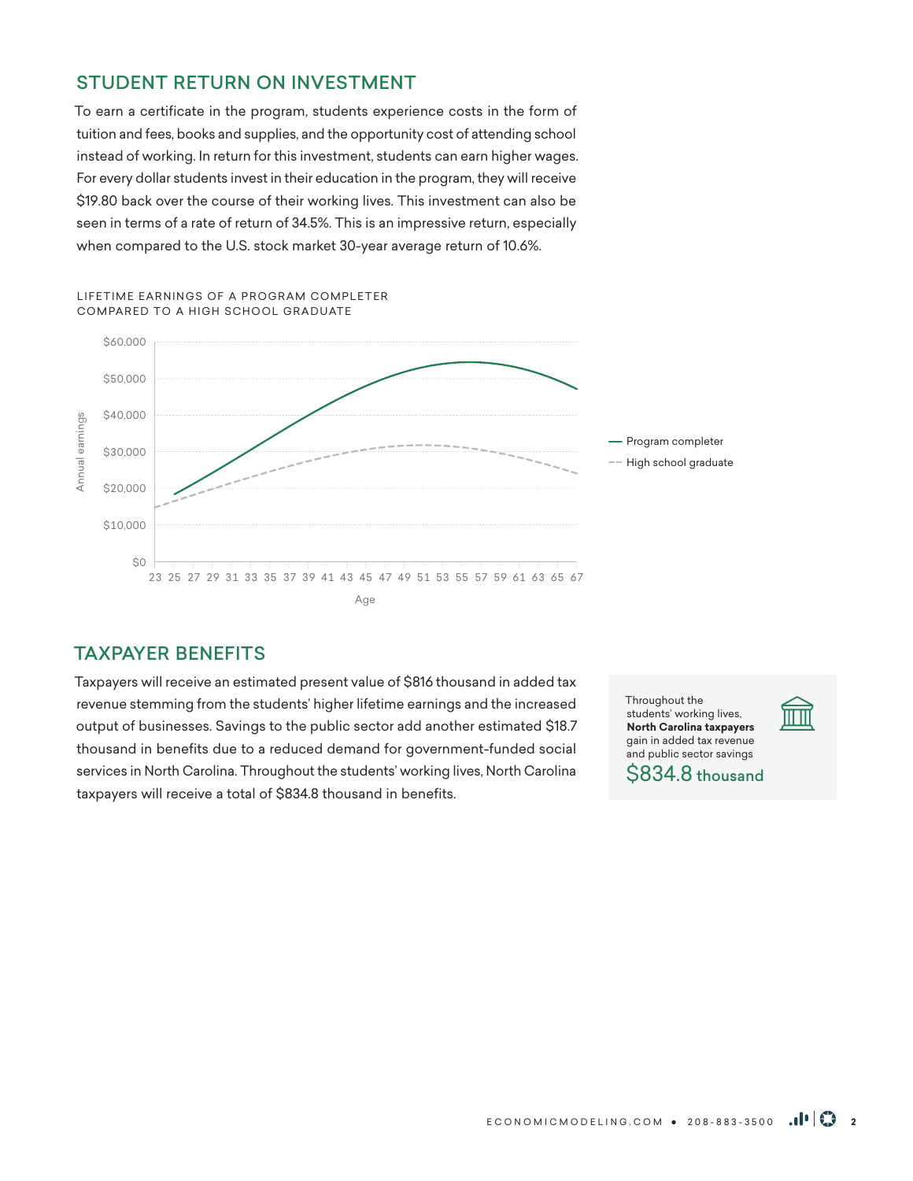## STUDENT RETURN ON INVESTMENT

To earn a certificate in the program, students experience costs in the form of tuition and fees, books and supplies, and the opportunity cost of attending school instead of working. In return for this investment, students can earn higher wages. For every dollar students invest in their education in the program, they will receive $19.80 back over the course of their working lives. This investment can also be seen in terms of a rate of return of 34.5%. This is an impressive return, especially when compared to the U.S. stock market 30-year average return of 10.6%.

LIFETIME EARNINGS OF A PROGRAM COMPLETER COMPARED TO A HIGH SCHOOL GRADUATE

Annual earnings

$60,000
$50,000
$40,000
$30,000
$20,000
$10,000
$0

23 25 27 29 31 33 35 37 39 41 43 45 47 49 51 53 55 57 59 61 63 65 67

Age

Program completer
High school graduate

## TAXPAYER BENEFITS

Taxpayers will receive an estimated present value of $816 thousand in added tax revenue stemming from the students' higher lifetime earnings and the increased output of businesses. Savings to the public sector add another estimated $18.7 thousand in benefits due to a reduced demand for government-funded social services in North Carolina. Throughout the students' working lives, North Carolina taxpayers will receive a total of $834.8 thousand in benefits.

Throughout the students' working lives, **North Carolina taxpayers** gain in added tax revenue and public sector savings

$834.8 thousand